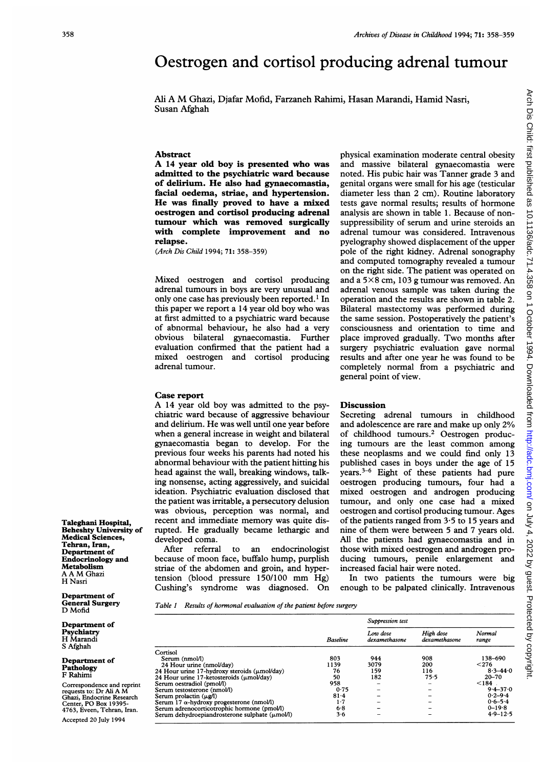# Oestrogen and cortisol producing adrenal tumour

Ali A M Ghazi, Djafar Mofid, Farzaneh Rahimi, Hasan Marandi, Hamid Nasri, Susan Afghah

## Abstract

**A 14 year old boy is presented who was admitted to the psychiatric ward because of delirium. He also had gynaecomastia, facial oedema, striae, and hypertension. He was finally proved to have a mixed oestrogen and cortisol producing adrenal tumour which was removed surgically with complete improvement and no relapse.**

(*Arch Dis Child* 1994; **71:** 358–359)

Mixed oestrogen and cortisol producing adrenal tumours in boys are very unusual and only one case has previously been reported.[1] In this paper we report a 14 year old boy who was at first admitted to a psychiatric ward because of abnormal behaviour, he also had a very obvious bilateral gynaecomastia. Further evaluation confirmed that the patient had a mixed oestrogen and cortisol producing adrenal tumour.

## Case report

A 14 year old boy was admitted to the psychiatric ward because of aggressive behaviour and delirium. He was well until one year before when a general increase in weight and bilateral gynaecomastia began to develop. For the previous four weeks his parents had noted his abnormal behaviour with the patient hitting his head against the wall, breaking windows, talking nonsense, acting aggressively, and suicidal ideation. Psychiatric evaluation disclosed that the patient was irritable, a persecutory delusion was obvious, perception was normal, and recent and immediate memory was quite disrupted. He gradually became lethargic and developed coma.

After referral to an endocrinologist because of moon face, buffalo hump, purplish striae of the abdomen and groin, and hypertension (blood pressure 150/100 mm Hg) Cushing's syndrome was diagnosed. On physical examination moderate central obesity and massive bilateral gynaecomastia were noted. His pubic hair was Tanner grade 3 and genital organs were small for his age (testicular diameter less than 2 cm). Routine laboratory tests gave normal results; results of hormone analysis are shown in table 1. Because of non-suppressibility of serum and urine steroids an adrenal tumour was considered. Intravenous pyelography showed displacement of the upper pole of the right kidney. Adrenal sonography and computed tomography revealed a tumour on the right side. The patient was operated on and a 5×8 cm, 103 g tumour was removed. An adrenal venous sample was taken during the operation and the results are shown in table 2. Bilateral mastectomy was performed during the same session. Postoperatively the patient's consciousness and orientation to time and place improved gradually. Two months after surgery psychiatric evaluation gave normal results and after one year he was found to be completely normal from a psychiatric and general point of view.

## Discussion

Secreting adrenal tumours in childhood and adolescence are rare and make up only 2% of childhood tumours.[2] Oestrogen producing tumours are the least common among these neoplasms and we could find only 13 published cases in boys under the age of 15 years.[3–6] Eight of these patients had pure oestrogen producing tumours, four had a mixed oestrogen and androgen producing tumour, and only one case had a mixed oestrogen and cortisol producing tumour. Ages of the patients ranged from 3·5 to 15 years and nine of them were between 5 and 7 years old. All the patients had gynaecomastia and in those with mixed oestrogen and androgen producing tumours, penile enlargement and increased facial hair were noted.

In two patients the tumours were big enough to be palpated clinically. Intravenous

Table 1 Results of hormonal evaluation of the patient before surgery

| | | Suppression test | | |
|---|---|---|---|---|
| | Baseline | Low dose dexamethasone | High dose dexamethasone | Normal range |
| Cortisol | | | | |
| Serum (nmol/l) | 803 | 944 | 908 | 138–690 |
| 24 Hour urine (nmol/day) | 1139 | 3079 | 200 | <276 |
| 24 Hour urine 17-hydroxy steroids (μmol/day) | 76 | 159 | 116 | 8·3–44·0 |
| 24 Hour urine 17-ketosteroids (μmol/day) | 50 | 182 | 75·5 | 20–70 |
| Serum oestradiol (pmol/l) | 958 | – | – | <184 |
| Serum testosterone (nmol/l) | 0·75 | – | – | 9·4–37·0 |
| Serum prolactin (μg/l) | 81·4 | – | – | 0·2–9·4 |
| Serum 17 α-hydroxy progesterone (nmol/l) | 1·7 | – | – | 0·6–5·4 |
| Serum adrenocorticotrophic hormone (pmol/l) | 6·8 | – | – | 0–19·8 |
| Serum dehydroepiandrosterone sulphate (μmol/l) | 3·6 | – | – | 4·9–12·5 |

Taleghani Hospital, Beheshty University of Medical Sciences, Tehran, Iran, Department of Endocrinology and Metabolism
A A M Ghazi
H Nasri

Department of General Surgery
D Mofid

Department of Psychiatry
H Marandi
S Afghah

Department of Pathology
F Rahimi

Correspondence and reprint requests to: Dr Ali A M Ghazi, Endocrine Research Center, PO Box 19395-4763, Eveen, Tehran, Iran.

Accepted 20 July 1994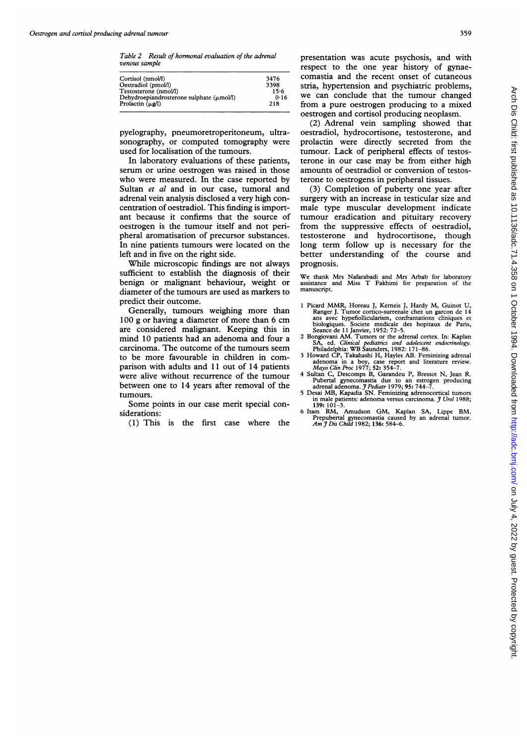*Table 2 Result of hormonal evaluation of the adrenal venous sample*

| | |
|---|---|
| Cortisol (nmol/l) | 3476 |
| Oestradiol (pmol/l) | 3398 |
| Testosterone (nmol/l) | 15·6 |
| Dehydroepiandrosterone sulphate (µmol/l) | 0·16 |
| Prolactin (µg/l) | 218 |

pyelography, pneumoretroperitoneum, ultrasonography, or computed tomography were used for localisation of the tumours.

In laboratory evaluations of these patients, serum or urine oestrogen was raised in those who were measured. In the case reported by Sultan *et al* and in our case, tumoral and adrenal vein analysis disclosed a very high concentration of oestradiol. This finding is important because it confirms that the source of oestrogen is the tumour itself and not peripheral aromatisation of precursor substances. In nine patients tumours were located on the left and in five on the right side.

While microscopic findings are not always sufficient to establish the diagnosis of their benign or malignant behaviour, weight or diameter of the tumours are used as markers to predict their outcome.

Generally, tumours weighing more than 100 g or having a diameter of more than 6 cm are considered malignant. Keeping this in mind 10 patients had an adenoma and four a carcinoma. The outcome of the tumours seem to be more favourable in children in comparison with adults and 11 out of 14 patients were alive without recurrence of the tumour between one to 14 years after removal of the tumours.

Some points in our case merit special considerations:

(1) This is the first case where the presentation was acute psychosis, and with respect to the one year history of gynaecomastia and the recent onset of cutaneous stria, hypertension and psychiatric problems, we can conclude that the tumour changed from a pure oestrogen producing to a mixed oestrogen and cortisol producing neoplasm.

(2) Adrenal vein sampling showed that oestradiol, hydrocortisone, testosterone, and prolactin were directly secreted from the tumour. Lack of peripheral effects of testosterone in our case may be from either high amounts of oestradiol or conversion of testosterone to oestrogens in peripheral tissues.

(3) Completion of puberty one year after surgery with an increase in testicular size and male type muscular development indicate tumour eradication and pituitary recovery from the suppressive effects of oestradiol, testosterone and hydrocortisone, though long term follow up is necessary for the better understanding of the course and prognosis.

We thank Mrs Nafarabadi and Mrs Arbab for laboratory assistance and Miss T Fakhimi for preparation of the manuscript.

1 Picard MMR, Horeau J, Kerneis J, Hardy M, Guinot U, Ranger J. Tumor cortico-surrenale chez un garcon de 14 ans avec hypefiollicularism, confrantations cliniques et biologiques. Societe medicale des hopitaux de Paris, Seance de 11 Janvier, 1952: 72–5.
2 Bongiovani AM. Tumors or the adrenal cortex. In: Kaplan SA, ed. *Clinical pediatrics and adolescent endocrinology.* Philadelphia: WB Saunders, 1982: 171–86.
3 Howard CP, Takahashi H, Hayles AB. Feminizing adrenal adenoma in a boy, case report and literature review. *Mayo Clin Proc* 1977; **52:** 354–7.
4 Sultan C, Descomps B, Garandeu P, Bressot N, Jean R. Pubertal gynecomastia due to an estrogen producing adrenal adenoma. *J Pediatr* 1979; **95:** 744–7.
5 Desai MB, Kapadia SN. Feminizing adrenocortical tumors in male patients: adenoma versus carcinoma. *J Urol* 1988; **139:** 101–3.
6 Itam RM, Amudson GM, Kaplan SA, Lippe BM. Prepubertal gynecomastia caused by an adrenal tumor. *Am J Dis Child* 1982; **136:** 584–6.